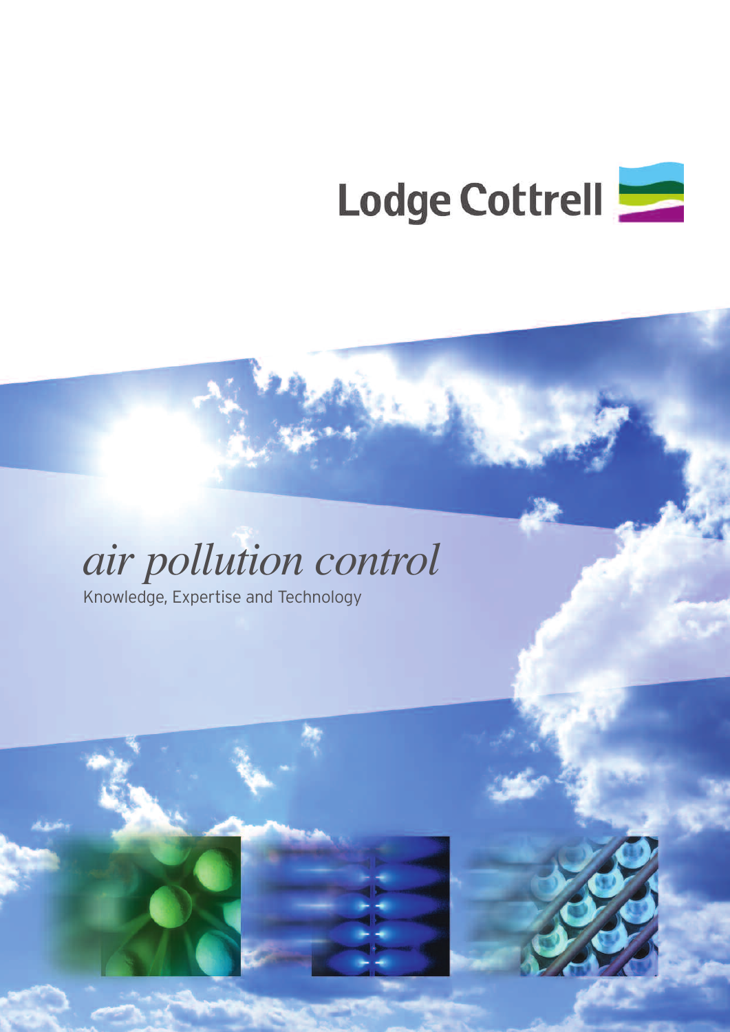Lodge Cottrell

# *air pollution control*

Knowledge, Expertise and Technology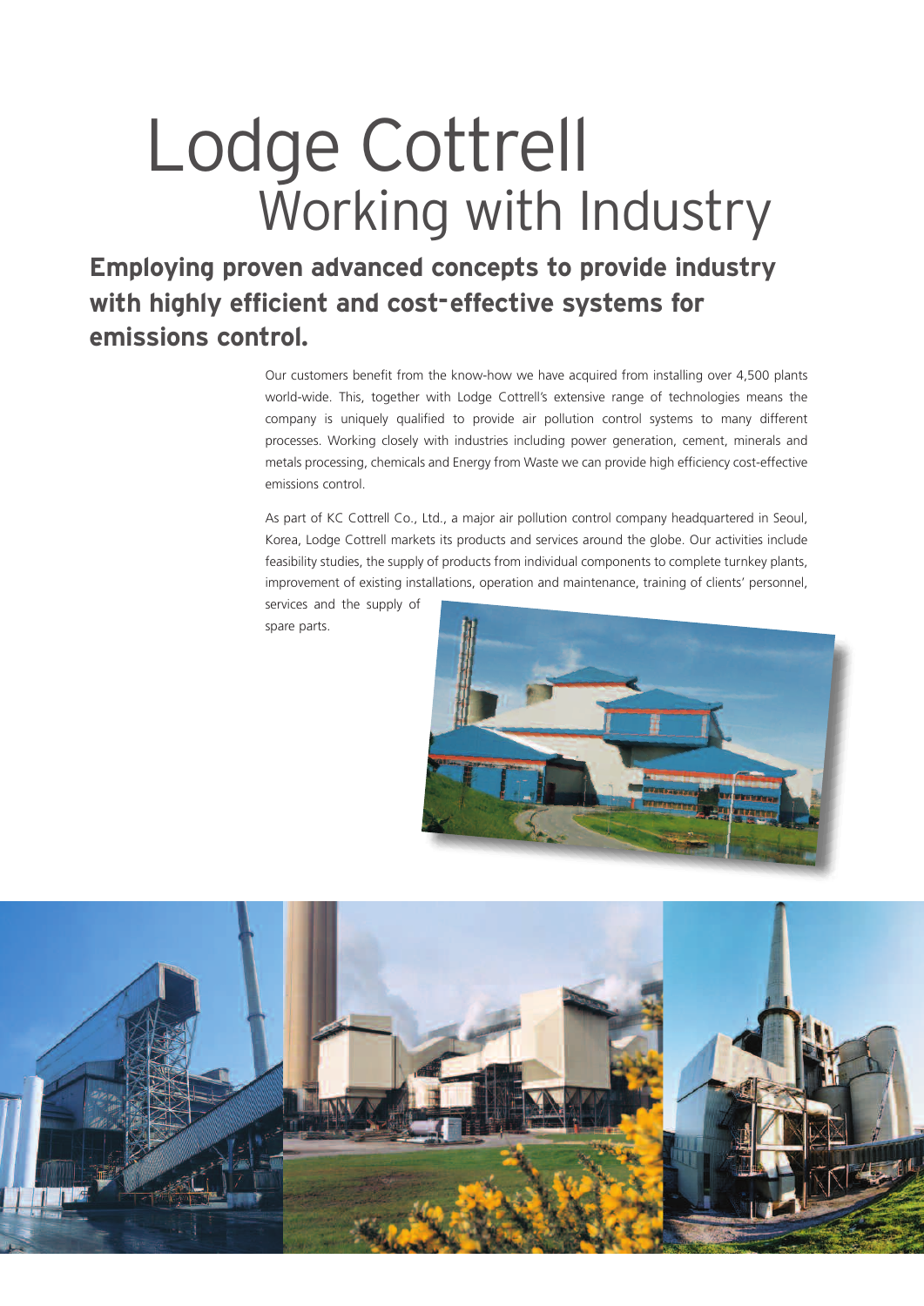# Lodge Cottrell
## Working with Industry

**Employing proven advanced concepts to provide industry with highly efficient and cost-effective systems for emissions control.**

Our customers benefit from the know-how we have acquired from installing over 4,500 plants world-wide. This, together with Lodge Cottrell's extensive range of technologies means the company is uniquely qualified to provide air pollution control systems to many different processes. Working closely with industries including power generation, cement, minerals and metals processing, chemicals and Energy from Waste we can provide high efficiency cost-effective emissions control.

As part of KC Cottrell Co., Ltd., a major air pollution control company headquartered in Seoul, Korea, Lodge Cottrell markets its products and services around the globe. Our activities include feasibility studies, the supply of products from individual components to complete turnkey plants, improvement of existing installations, operation and maintenance, training of clients' personnel, services and the supply of spare parts.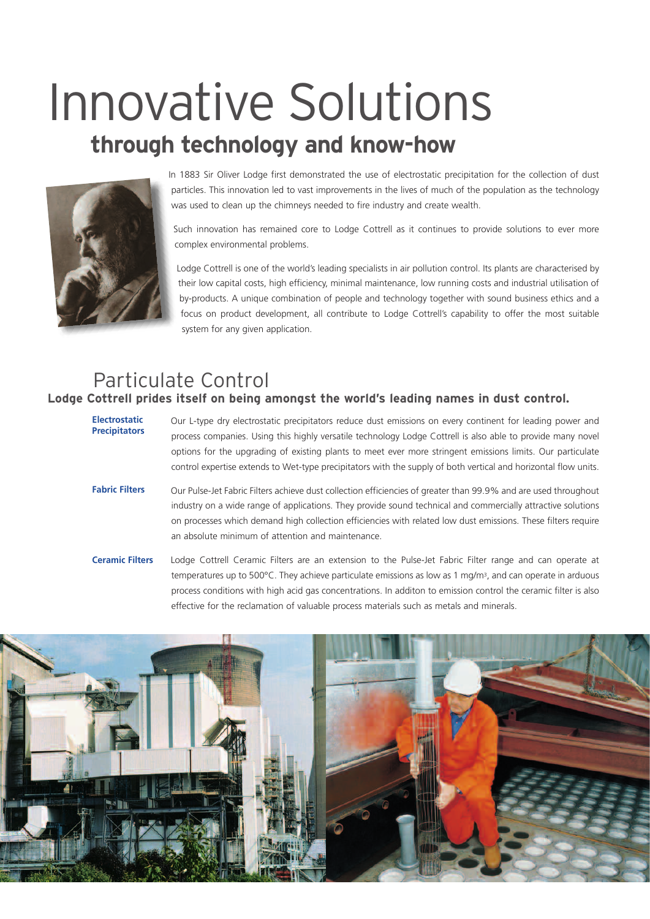# Innovative Solutions

## through technology and know-how

In 1883 Sir Oliver Lodge first demonstrated the use of electrostatic precipitation for the collection of dust particles. This innovation led to vast improvements in the lives of much of the population as the technology was used to clean up the chimneys needed to fire industry and create wealth.

Such innovation has remained core to Lodge Cottrell as it continues to provide solutions to ever more complex environmental problems.

Lodge Cottrell is one of the world's leading specialists in air pollution control. Its plants are characterised by their low capital costs, high efficiency, minimal maintenance, low running costs and industrial utilisation of by-products. A unique combination of people and technology together with sound business ethics and a focus on product development, all contribute to Lodge Cottrell's capability to offer the most suitable system for any given application.

## Particulate Control

**Lodge Cottrell prides itself on being amongst the world's leading names in dust control.**

**Electrostatic Precipitators**

Our L-type dry electrostatic precipitators reduce dust emissions on every continent for leading power and process companies. Using this highly versatile technology Lodge Cottrell is also able to provide many novel options for the upgrading of existing plants to meet ever more stringent emissions limits. Our particulate control expertise extends to Wet-type precipitators with the supply of both vertical and horizontal flow units.

**Fabric Filters**

Our Pulse-Jet Fabric Filters achieve dust collection efficiencies of greater than 99.9% and are used throughout industry on a wide range of applications. They provide sound technical and commercially attractive solutions on processes which demand high collection efficiencies with related low dust emissions. These filters require an absolute minimum of attention and maintenance.

**Ceramic Filters**

Lodge Cottrell Ceramic Filters are an extension to the Pulse-Jet Fabric Filter range and can operate at temperatures up to 500°C. They achieve particulate emissions as low as 1 mg/m$^3$, and can operate in arduous process conditions with high acid gas concentrations. In additon to emission control the ceramic filter is also effective for the reclamation of valuable process materials such as metals and minerals.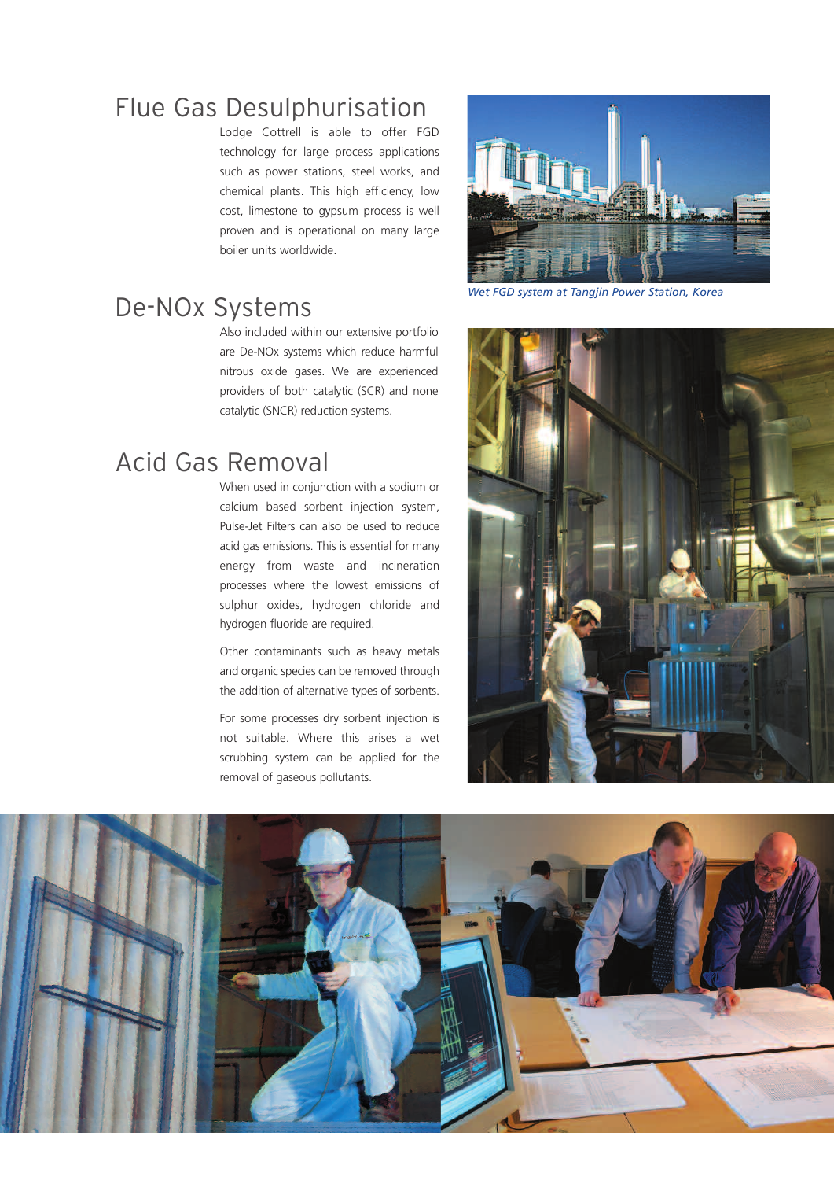## Flue Gas Desulphurisation

Lodge Cottrell is able to offer FGD technology for large process applications such as power stations, steel works, and chemical plants. This high efficiency, low cost, limestone to gypsum process is well proven and is operational on many large boiler units worldwide.

*Wet FGD system at Tangjin Power Station, Korea*

## De-NOx Systems

Also included within our extensive portfolio are De-NOx systems which reduce harmful nitrous oxide gases. We are experienced providers of both catalytic (SCR) and none catalytic (SNCR) reduction systems.

## Acid Gas Removal

When used in conjunction with a sodium or calcium based sorbent injection system, Pulse-Jet Filters can also be used to reduce acid gas emissions. This is essential for many energy from waste and incineration processes where the lowest emissions of sulphur oxides, hydrogen chloride and hydrogen fluoride are required.

Other contaminants such as heavy metals and organic species can be removed through the addition of alternative types of sorbents.

For some processes dry sorbent injection is not suitable. Where this arises a wet scrubbing system can be applied for the removal of gaseous pollutants.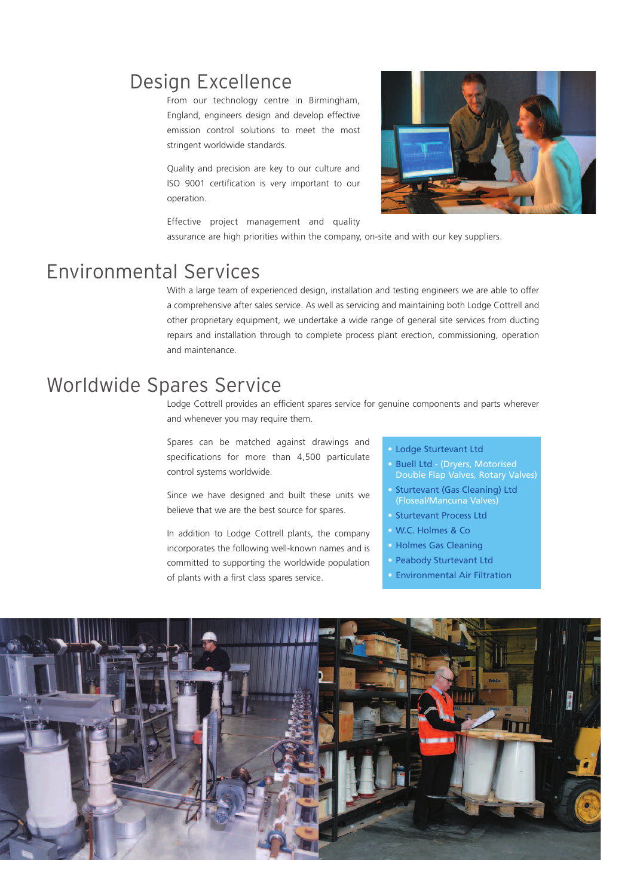## Design Excellence

From our technology centre in Birmingham, England, engineers design and develop effective emission control solutions to meet the most stringent worldwide standards.

Quality and precision are key to our culture and ISO 9001 certification is very important to our operation.

Effective project management and quality assurance are high priorities within the company, on-site and with our key suppliers.

## Environmental Services

With a large team of experienced design, installation and testing engineers we are able to offer a comprehensive after sales service. As well as servicing and maintaining both Lodge Cottrell and other proprietary equipment, we undertake a wide range of general site services from ducting repairs and installation through to complete process plant erection, commissioning, operation and maintenance.

## Worldwide Spares Service

Lodge Cottrell provides an efficient spares service for genuine components and parts wherever and whenever you may require them.

Spares can be matched against drawings and specifications for more than 4,500 particulate control systems worldwide.

Since we have designed and built these units we believe that we are the best source for spares.

In addition to Lodge Cottrell plants, the company incorporates the following well-known names and is committed to supporting the worldwide population of plants with a first class spares service.

- Lodge Sturtevant Ltd
- Buell Ltd - (Dryers, Motorised Double Flap Valves, Rotary Valves)
- Sturtevant (Gas Cleaning) Ltd (Floseal/Mancuna Valves)
- Sturtevant Process Ltd
- W.C. Holmes & Co
- Holmes Gas Cleaning
- Peabody Sturtevant Ltd
- Environmental Air Filtration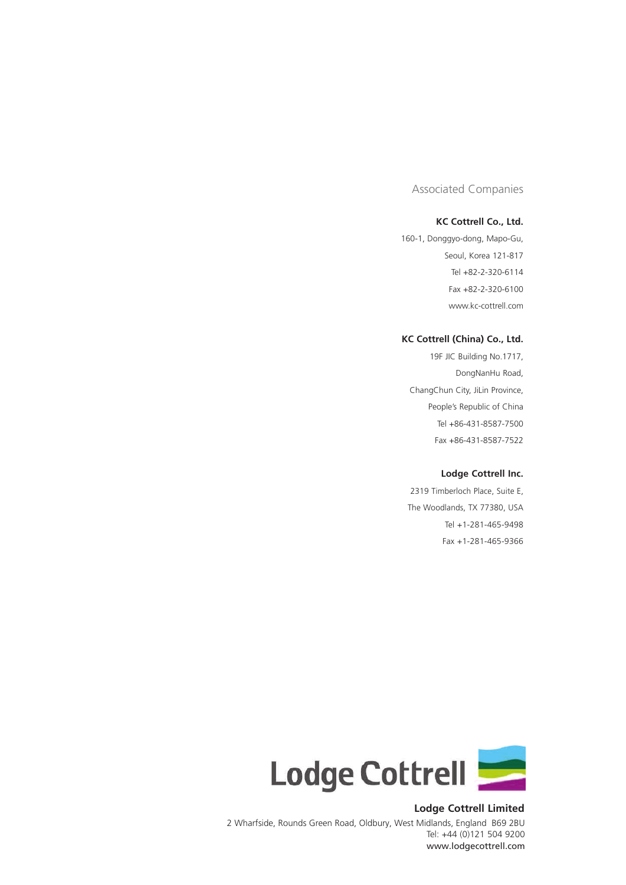## Associated Companies

**KC Cottrell Co., Ltd.**
160-1, Donggyo-dong, Mapo-Gu,
Seoul, Korea 121-817
Tel +82-2-320-6114
Fax +82-2-320-6100
www.kc-cottrell.com

**KC Cottrell (China) Co., Ltd.**
19F JIC Building No.1717,
DongNanHu Road,
ChangChun City, JiLin Province,
People's Republic of China
Tel +86-431-8587-7500
Fax +86-431-8587-7522

**Lodge Cottrell Inc.**
2319 Timberloch Place, Suite E,
The Woodlands, TX 77380, USA
Tel +1-281-465-9498
Fax +1-281-465-9366

Lodge Cottrell

**Lodge Cottrell Limited**
2 Wharfside, Rounds Green Road, Oldbury, West Midlands, England B69 2BU
Tel: +44 (0)121 504 9200
www.lodgecottrell.com